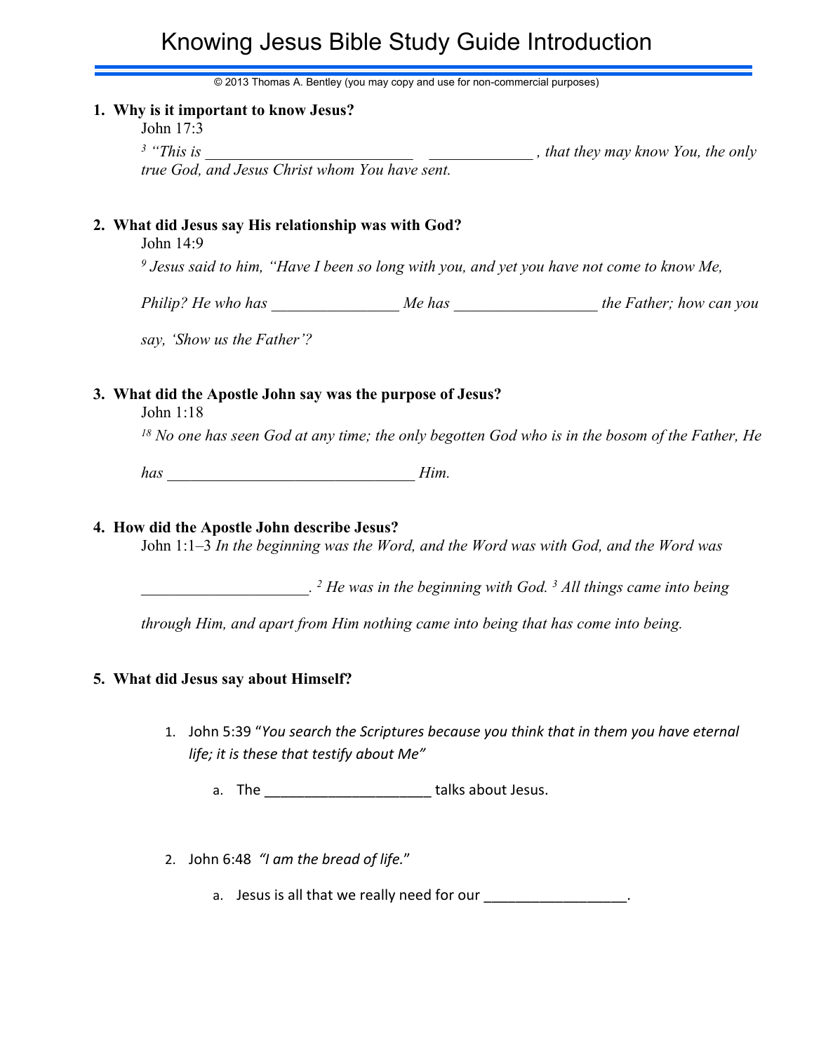# Knowing Jesus Bible Study Guide Introduction

© 2013 Thomas A. Bentley (you may copy and use for non-commercial purposes)

1. **Why is it important to know Jesus?**

   John 17:3

   *[3] "This is ___________________________ _____________ , that they may know You, the only true God, and Jesus Christ whom You have sent.*

2. **What did Jesus say His relationship was with God?**

   John 14:9

   *[9] Jesus said to him, "Have I been so long with you, and yet you have not come to know Me, Philip? He who has ________________ Me has __________________ the Father; how can you say, 'Show us the Father'?*

3. **What did the Apostle John say was the purpose of Jesus?**

   John 1:18

   *[18] No one has seen God at any time; the only begotten God who is in the bosom of the Father, He has ________________________________ Him.*

4. **How did the Apostle John describe Jesus?**

   John 1:1–3 *In the beginning was the Word, and the Word was with God, and the Word was _____________________. [2] He was in the beginning with God. [3] All things came into being through Him, and apart from Him nothing came into being that has come into being.*

5. **What did Jesus say about Himself?**

   1. John 5:39 "*You search the Scriptures because you think that in them you have eternal life; it is these that testify about Me"*
      a. The _____________________ talks about Jesus.

   2. John 6:48 *"I am the bread of life."*
      a. Jesus is all that we really need for our __________________.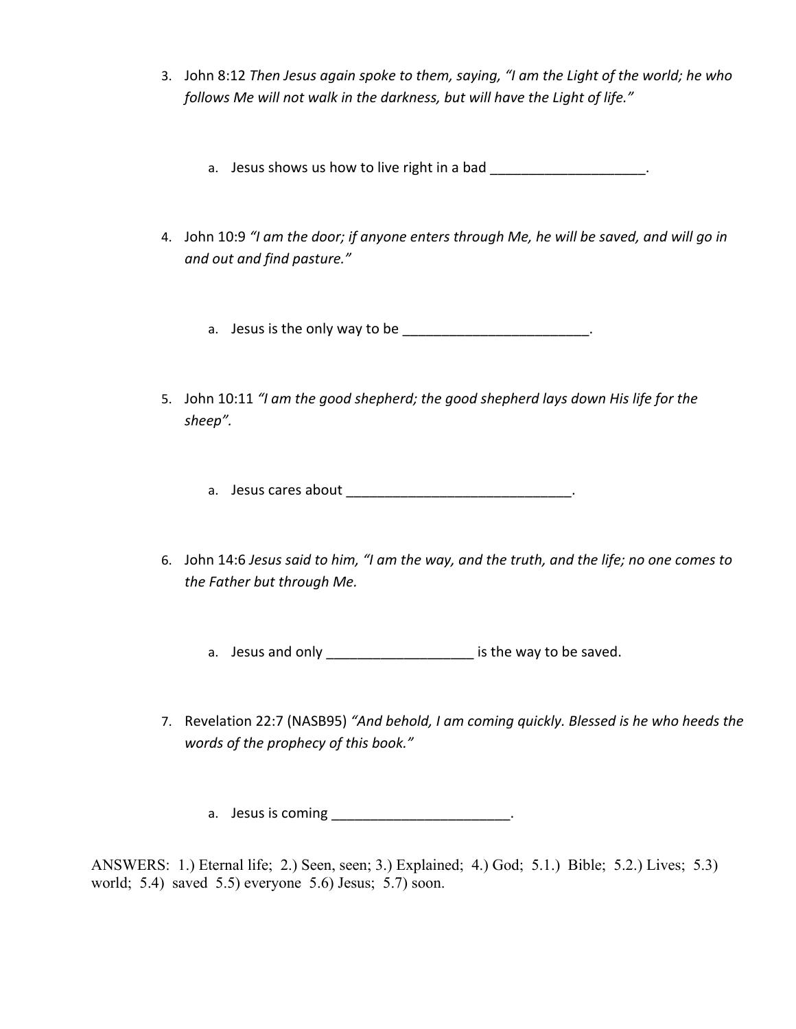3. John 8:12 *Then Jesus again spoke to them, saying, "I am the Light of the world; he who follows Me will not walk in the darkness, but will have the Light of life."*

    a. Jesus shows us how to live right in a bad ____________________.

4. John 10:9 *"I am the door; if anyone enters through Me, he will be saved, and will go in and out and find pasture."*

    a. Jesus is the only way to be _________________________.

5. John 10:11 *"I am the good shepherd; the good shepherd lays down His life for the sheep".*

    a. Jesus cares about ______________________________.

6. John 14:6 *Jesus said to him, "I am the way, and the truth, and the life; no one comes to the Father but through Me.*

    a. Jesus and only ___________________ is the way to be saved.

7. Revelation 22:7 (NASB95) *"And behold, I am coming quickly. Blessed is he who heeds the words of the prophecy of this book."*

    a. Jesus is coming _______________________.

ANSWERS: 1.) Eternal life; 2.) Seen, seen; 3.) Explained; 4.) God; 5.1.) Bible; 5.2.) Lives; 5.3) world; 5.4) saved 5.5) everyone 5.6) Jesus; 5.7) soon.